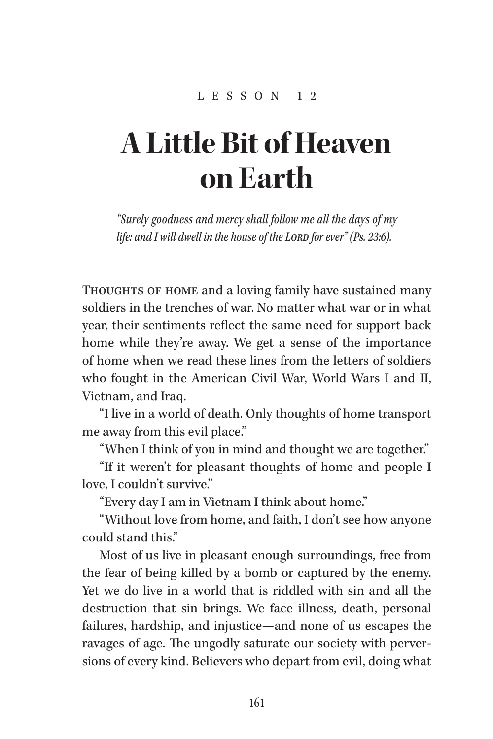LESSON 12

# A Little Bit of Heaven on Earth

*"Surely goodness and mercy shall follow me all the days of my life: and I will dwell in the house of the Lord for ever" (Ps. 23:6).*

Thoughts of home and a loving family have sustained many soldiers in the trenches of war. No matter what war or in what year, their sentiments reflect the same need for support back home while they're away. We get a sense of the importance of home when we read these lines from the letters of soldiers who fought in the American Civil War, World Wars I and II, Vietnam, and Iraq.

"I live in a world of death. Only thoughts of home transport me away from this evil place."

"When I think of you in mind and thought we are together."

"If it weren't for pleasant thoughts of home and people I love, I couldn't survive."

"Every day I am in Vietnam I think about home."

"Without love from home, and faith, I don't see how anyone could stand this."

Most of us live in pleasant enough surroundings, free from the fear of being killed by a bomb or captured by the enemy. Yet we do live in a world that is riddled with sin and all the destruction that sin brings. We face illness, death, personal failures, hardship, and injustice—and none of us escapes the ravages of age. The ungodly saturate our society with perversions of every kind. Believers who depart from evil, doing what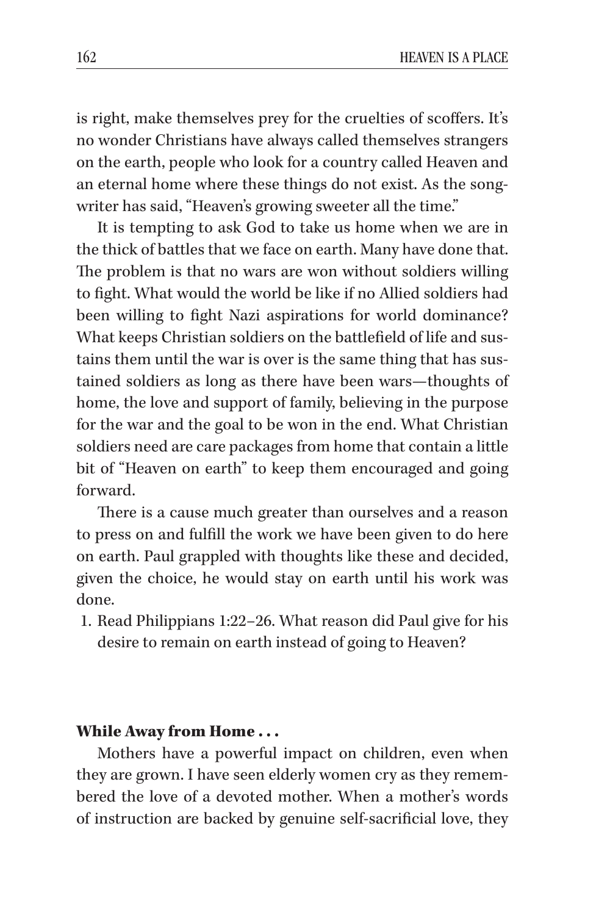is right, make themselves prey for the cruelties of scoffers. It's no wonder Christians have always called themselves strangers on the earth, people who look for a country called Heaven and an eternal home where these things do not exist. As the songwriter has said, "Heaven's growing sweeter all the time."

It is tempting to ask God to take us home when we are in the thick of battles that we face on earth. Many have done that. The problem is that no wars are won without soldiers willing to fight. What would the world be like if no Allied soldiers had been willing to fight Nazi aspirations for world dominance? What keeps Christian soldiers on the battlefield of life and sustains them until the war is over is the same thing that has sustained soldiers as long as there have been wars—thoughts of home, the love and support of family, believing in the purpose for the war and the goal to be won in the end. What Christian soldiers need are care packages from home that contain a little bit of "Heaven on earth" to keep them encouraged and going forward.

There is a cause much greater than ourselves and a reason to press on and fulfill the work we have been given to do here on earth. Paul grappled with thoughts like these and decided, given the choice, he would stay on earth until his work was done.

1. Read Philippians 1:22–26. What reason did Paul give for his desire to remain on earth instead of going to Heaven?

**While Away from Home . . .**

Mothers have a powerful impact on children, even when they are grown. I have seen elderly women cry as they remembered the love of a devoted mother. When a mother's words of instruction are backed by genuine self-sacrificial love, they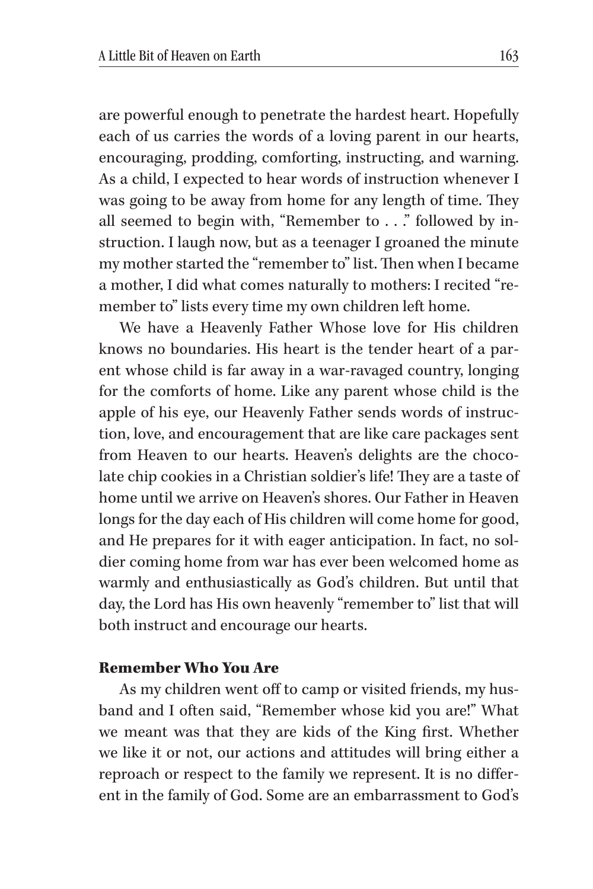are powerful enough to penetrate the hardest heart. Hopefully each of us carries the words of a loving parent in our hearts, encouraging, prodding, comforting, instructing, and warning. As a child, I expected to hear words of instruction whenever I was going to be away from home for any length of time. They all seemed to begin with, "Remember to . . ." followed by instruction. I laugh now, but as a teenager I groaned the minute my mother started the "remember to" list. Then when I became a mother, I did what comes naturally to mothers: I recited "remember to" lists every time my own children left home.

We have a Heavenly Father Whose love for His children knows no boundaries. His heart is the tender heart of a parent whose child is far away in a war-ravaged country, longing for the comforts of home. Like any parent whose child is the apple of his eye, our Heavenly Father sends words of instruction, love, and encouragement that are like care packages sent from Heaven to our hearts. Heaven's delights are the chocolate chip cookies in a Christian soldier's life! They are a taste of home until we arrive on Heaven's shores. Our Father in Heaven longs for the day each of His children will come home for good, and He prepares for it with eager anticipation. In fact, no soldier coming home from war has ever been welcomed home as warmly and enthusiastically as God's children. But until that day, the Lord has His own heavenly "remember to" list that will both instruct and encourage our hearts.

### Remember Who You Are

As my children went off to camp or visited friends, my husband and I often said, "Remember whose kid you are!" What we meant was that they are kids of the King first. Whether we like it or not, our actions and attitudes will bring either a reproach or respect to the family we represent. It is no different in the family of God. Some are an embarrassment to God's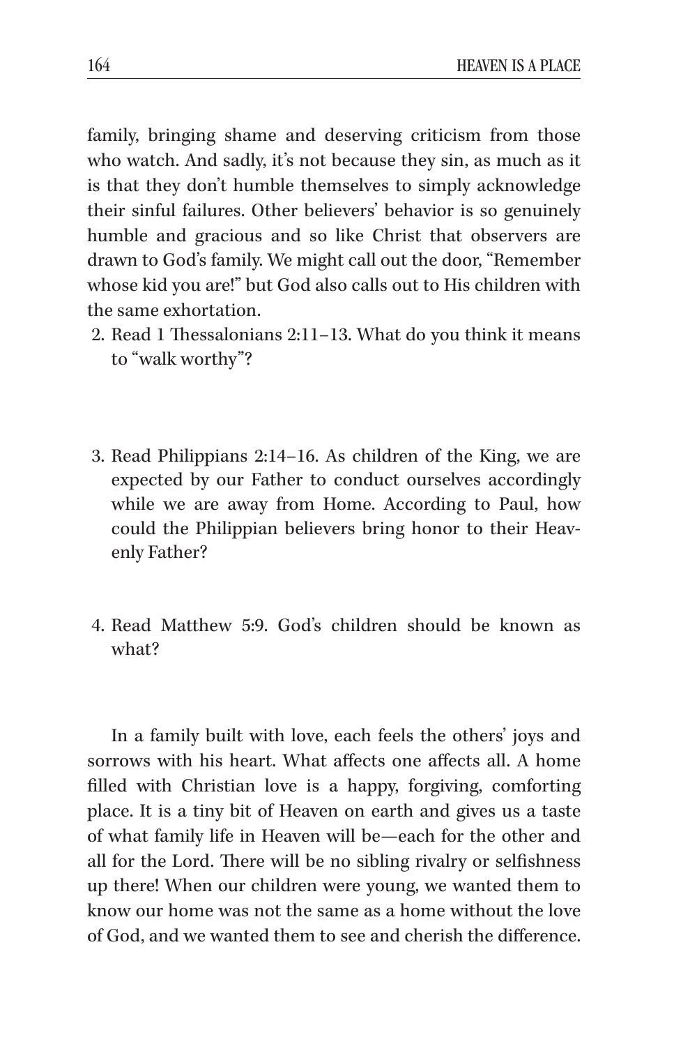family, bringing shame and deserving criticism from those who watch. And sadly, it's not because they sin, as much as it is that they don't humble themselves to simply acknowledge their sinful failures. Other believers' behavior is so genuinely humble and gracious and so like Christ that observers are drawn to God's family. We might call out the door, "Remember whose kid you are!" but God also calls out to His children with the same exhortation.

2. Read 1 Thessalonians 2:11–13. What do you think it means to "walk worthy"?

3. Read Philippians 2:14–16. As children of the King, we are expected by our Father to conduct ourselves accordingly while we are away from Home. According to Paul, how could the Philippian believers bring honor to their Heavenly Father?

4. Read Matthew 5:9. God's children should be known as what?

In a family built with love, each feels the others' joys and sorrows with his heart. What affects one affects all. A home filled with Christian love is a happy, forgiving, comforting place. It is a tiny bit of Heaven on earth and gives us a taste of what family life in Heaven will be—each for the other and all for the Lord. There will be no sibling rivalry or selfishness up there! When our children were young, we wanted them to know our home was not the same as a home without the love of God, and we wanted them to see and cherish the difference.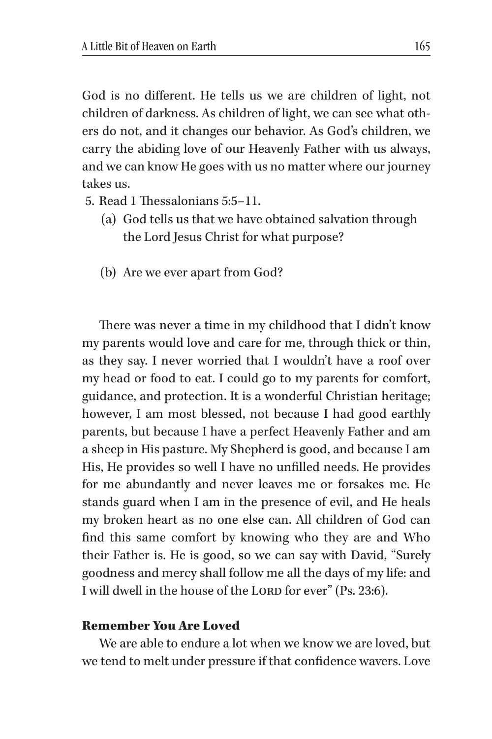God is no different. He tells us we are children of light, not children of darkness. As children of light, we can see what others do not, and it changes our behavior. As God's children, we carry the abiding love of our Heavenly Father with us always, and we can know He goes with us no matter where our journey takes us.

5. Read 1 Thessalonians 5:5–11.
   (a) God tells us that we have obtained salvation through the Lord Jesus Christ for what purpose?

   (b) Are we ever apart from God?

There was never a time in my childhood that I didn't know my parents would love and care for me, through thick or thin, as they say. I never worried that I wouldn't have a roof over my head or food to eat. I could go to my parents for comfort, guidance, and protection. It is a wonderful Christian heritage; however, I am most blessed, not because I had good earthly parents, but because I have a perfect Heavenly Father and am a sheep in His pasture. My Shepherd is good, and because I am His, He provides so well I have no unfilled needs. He provides for me abundantly and never leaves me or forsakes me. He stands guard when I am in the presence of evil, and He heals my broken heart as no one else can. All children of God can find this same comfort by knowing who they are and Who their Father is. He is good, so we can say with David, "Surely goodness and mercy shall follow me all the days of my life: and I will dwell in the house of the LORD for ever" (Ps. 23:6).

### Remember You Are Loved

We are able to endure a lot when we know we are loved, but we tend to melt under pressure if that confidence wavers. Love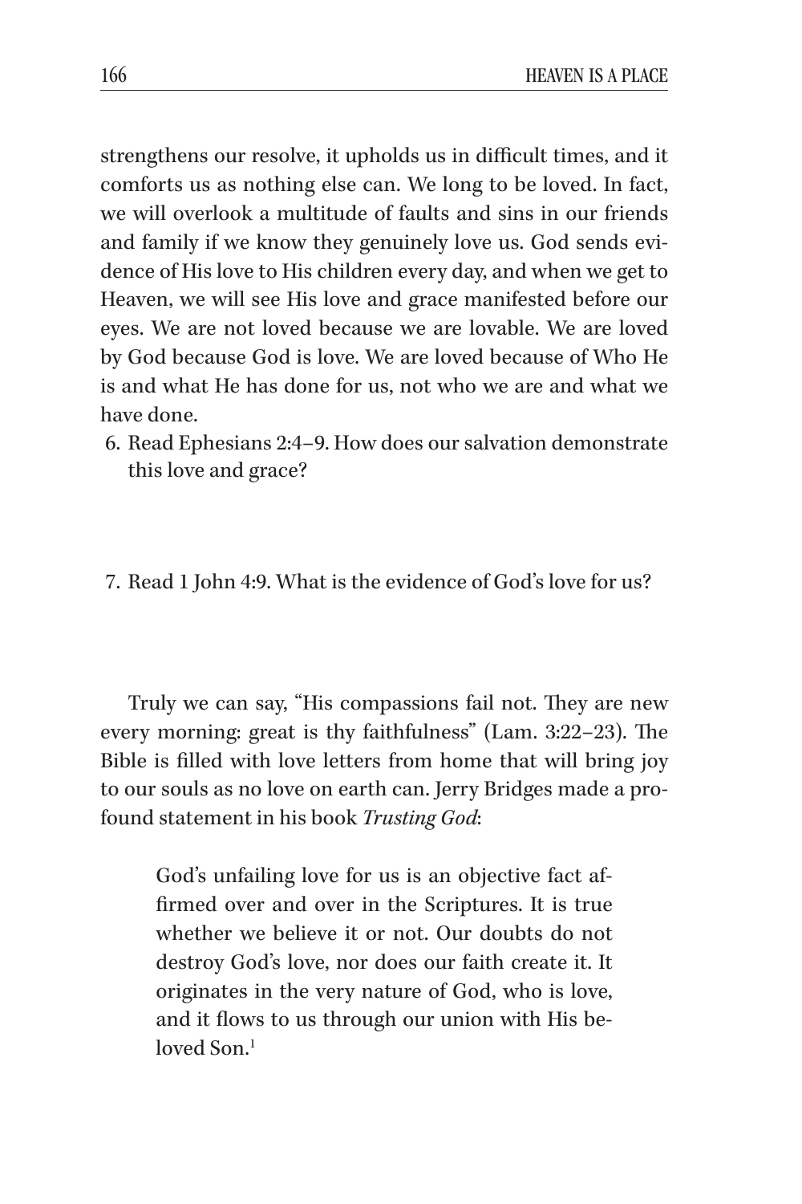strengthens our resolve, it upholds us in difficult times, and it comforts us as nothing else can. We long to be loved. In fact, we will overlook a multitude of faults and sins in our friends and family if we know they genuinely love us. God sends evidence of His love to His children every day, and when we get to Heaven, we will see His love and grace manifested before our eyes. We are not loved because we are lovable. We are loved by God because God is love. We are loved because of Who He is and what He has done for us, not who we are and what we have done.

6. Read Ephesians 2:4–9. How does our salvation demonstrate this love and grace?

7. Read 1 John 4:9. What is the evidence of God's love for us?

Truly we can say, "His compassions fail not. They are new every morning: great is thy faithfulness" (Lam. 3:22–23). The Bible is filled with love letters from home that will bring joy to our souls as no love on earth can. Jerry Bridges made a profound statement in his book *Trusting God*:

> God's unfailing love for us is an objective fact affirmed over and over in the Scriptures. It is true whether we believe it or not. Our doubts do not destroy God's love, nor does our faith create it. It originates in the very nature of God, who is love, and it flows to us through our union with His beloved Son.[1]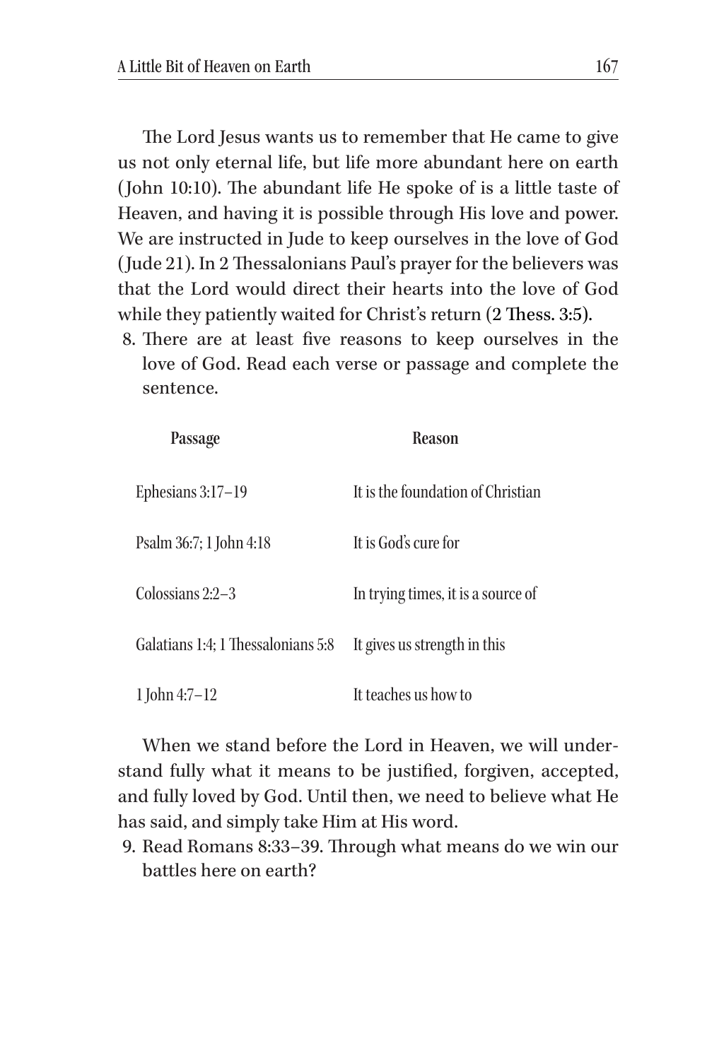The Lord Jesus wants us to remember that He came to give us not only eternal life, but life more abundant here on earth (John 10:10). The abundant life He spoke of is a little taste of Heaven, and having it is possible through His love and power. We are instructed in Jude to keep ourselves in the love of God (Jude 21). In 2 Thessalonians Paul's prayer for the believers was that the Lord would direct their hearts into the love of God while they patiently waited for Christ's return (2 Thess. 3:5).

8. There are at least five reasons to keep ourselves in the love of God. Read each verse or passage and complete the sentence.

| Passage | Reason |
|---|---|
| Ephesians 3:17–19 | It is the foundation of Christian |
| Psalm 36:7; 1 John 4:18 | It is God's cure for |
| Colossians 2:2–3 | In trying times, it is a source of |
| Galatians 1:4; 1 Thessalonians 5:8 | It gives us strength in this |
| 1 John 4:7–12 | It teaches us how to |

When we stand before the Lord in Heaven, we will understand fully what it means to be justified, forgiven, accepted, and fully loved by God. Until then, we need to believe what He has said, and simply take Him at His word.

9. Read Romans 8:33–39. Through what means do we win our battles here on earth?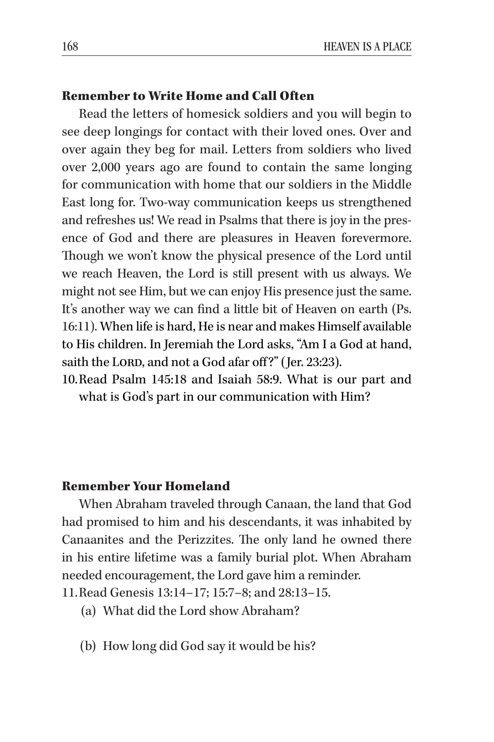### Remember to Write Home and Call Often

Read the letters of homesick soldiers and you will begin to see deep longings for contact with their loved ones. Over and over again they beg for mail. Letters from soldiers who lived over 2,000 years ago are found to contain the same longing for communication with home that our soldiers in the Middle East long for. Two-way communication keeps us strengthened and refreshes us! We read in Psalms that there is joy in the presence of God and there are pleasures in Heaven forevermore. Though we won't know the physical presence of the Lord until we reach Heaven, the Lord is still present with us always. We might not see Him, but we can enjoy His presence just the same. It's another way we can find a little bit of Heaven on earth (Ps. 16:11). When life is hard, He is near and makes Himself available to His children. In Jeremiah the Lord asks, "Am I a God at hand, saith the LORD, and not a God afar off?" (Jer. 23:23).

10. Read Psalm 145:18 and Isaiah 58:9. What is our part and what is God's part in our communication with Him?

### Remember Your Homeland

When Abraham traveled through Canaan, the land that God had promised to him and his descendants, it was inhabited by Canaanites and the Perizzites. The only land he owned there in his entire lifetime was a family burial plot. When Abraham needed encouragement, the Lord gave him a reminder.

11. Read Genesis 13:14–17; 15:7–8; and 28:13–15.
    (a) What did the Lord show Abraham?

    (b) How long did God say it would be his?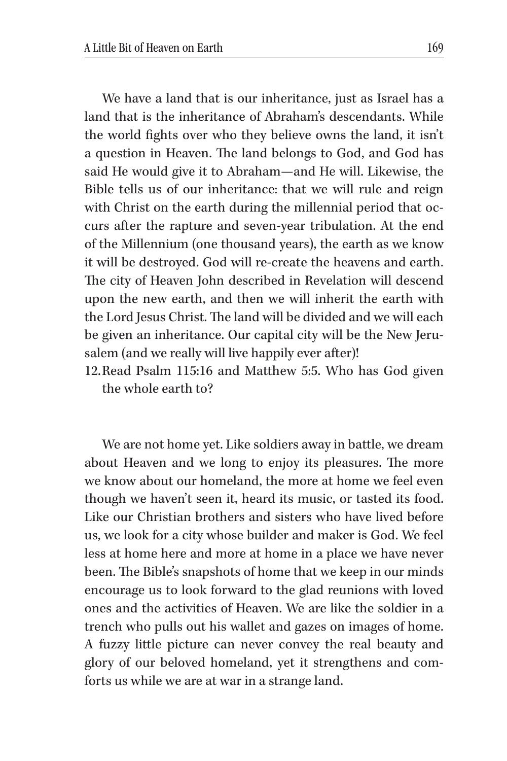We have a land that is our inheritance, just as Israel has a land that is the inheritance of Abraham's descendants. While the world fights over who they believe owns the land, it isn't a question in Heaven. The land belongs to God, and God has said He would give it to Abraham—and He will. Likewise, the Bible tells us of our inheritance: that we will rule and reign with Christ on the earth during the millennial period that occurs after the rapture and seven-year tribulation. At the end of the Millennium (one thousand years), the earth as we know it will be destroyed. God will re-create the heavens and earth. The city of Heaven John described in Revelation will descend upon the new earth, and then we will inherit the earth with the Lord Jesus Christ. The land will be divided and we will each be given an inheritance. Our capital city will be the New Jerusalem (and we really will live happily ever after)!

12. Read Psalm 115:16 and Matthew 5:5. Who has God given the whole earth to?

We are not home yet. Like soldiers away in battle, we dream about Heaven and we long to enjoy its pleasures. The more we know about our homeland, the more at home we feel even though we haven't seen it, heard its music, or tasted its food. Like our Christian brothers and sisters who have lived before us, we look for a city whose builder and maker is God. We feel less at home here and more at home in a place we have never been. The Bible's snapshots of home that we keep in our minds encourage us to look forward to the glad reunions with loved ones and the activities of Heaven. We are like the soldier in a trench who pulls out his wallet and gazes on images of home. A fuzzy little picture can never convey the real beauty and glory of our beloved homeland, yet it strengthens and comforts us while we are at war in a strange land.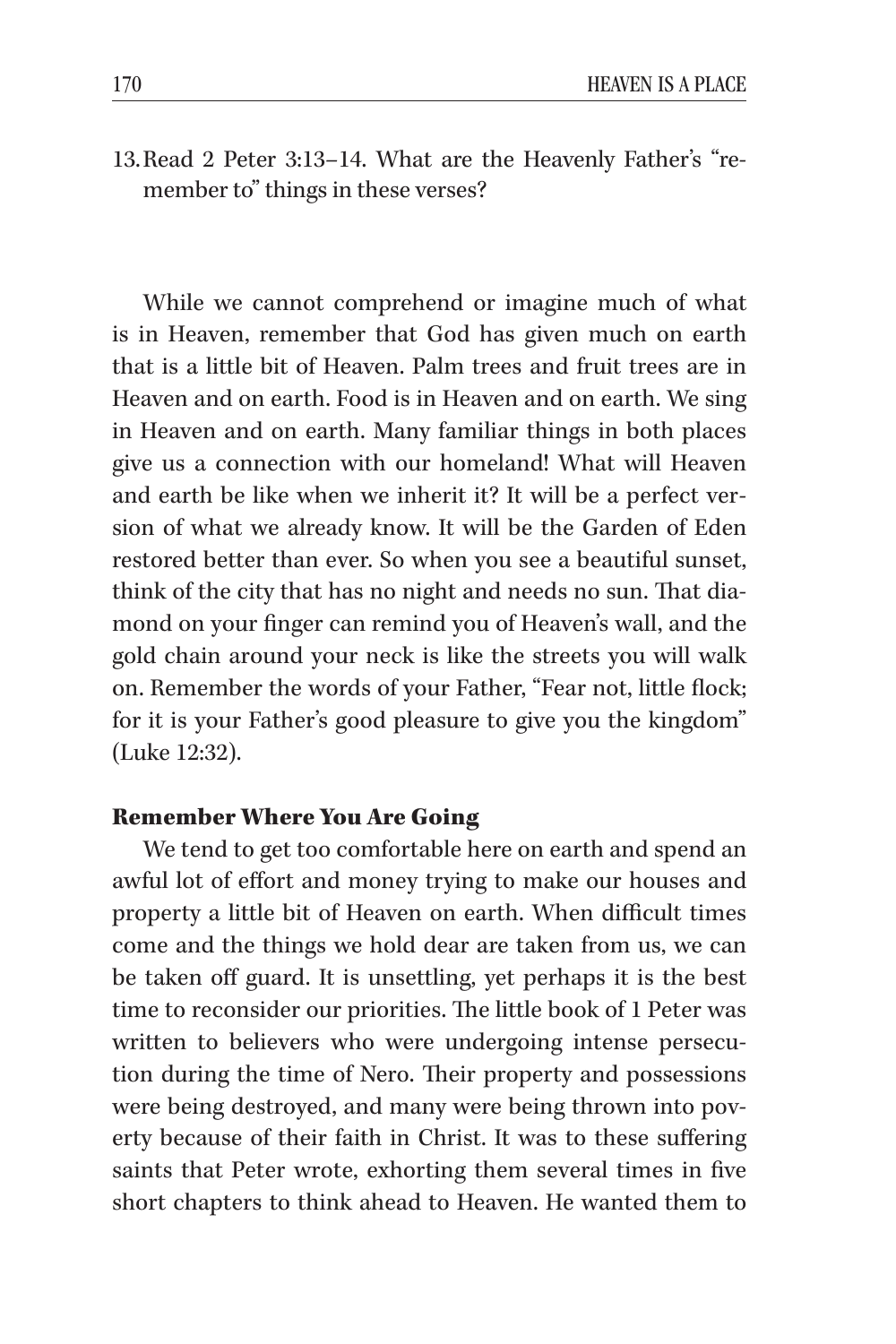13. Read 2 Peter 3:13–14. What are the Heavenly Father's "remember to" things in these verses?

While we cannot comprehend or imagine much of what is in Heaven, remember that God has given much on earth that is a little bit of Heaven. Palm trees and fruit trees are in Heaven and on earth. Food is in Heaven and on earth. We sing in Heaven and on earth. Many familiar things in both places give us a connection with our homeland! What will Heaven and earth be like when we inherit it? It will be a perfect version of what we already know. It will be the Garden of Eden restored better than ever. So when you see a beautiful sunset, think of the city that has no night and needs no sun. That diamond on your finger can remind you of Heaven's wall, and the gold chain around your neck is like the streets you will walk on. Remember the words of your Father, "Fear not, little flock; for it is your Father's good pleasure to give you the kingdom" (Luke 12:32).

**Remember Where You Are Going**

We tend to get too comfortable here on earth and spend an awful lot of effort and money trying to make our houses and property a little bit of Heaven on earth. When difficult times come and the things we hold dear are taken from us, we can be taken off guard. It is unsettling, yet perhaps it is the best time to reconsider our priorities. The little book of 1 Peter was written to believers who were undergoing intense persecution during the time of Nero. Their property and possessions were being destroyed, and many were being thrown into poverty because of their faith in Christ. It was to these suffering saints that Peter wrote, exhorting them several times in five short chapters to think ahead to Heaven. He wanted them to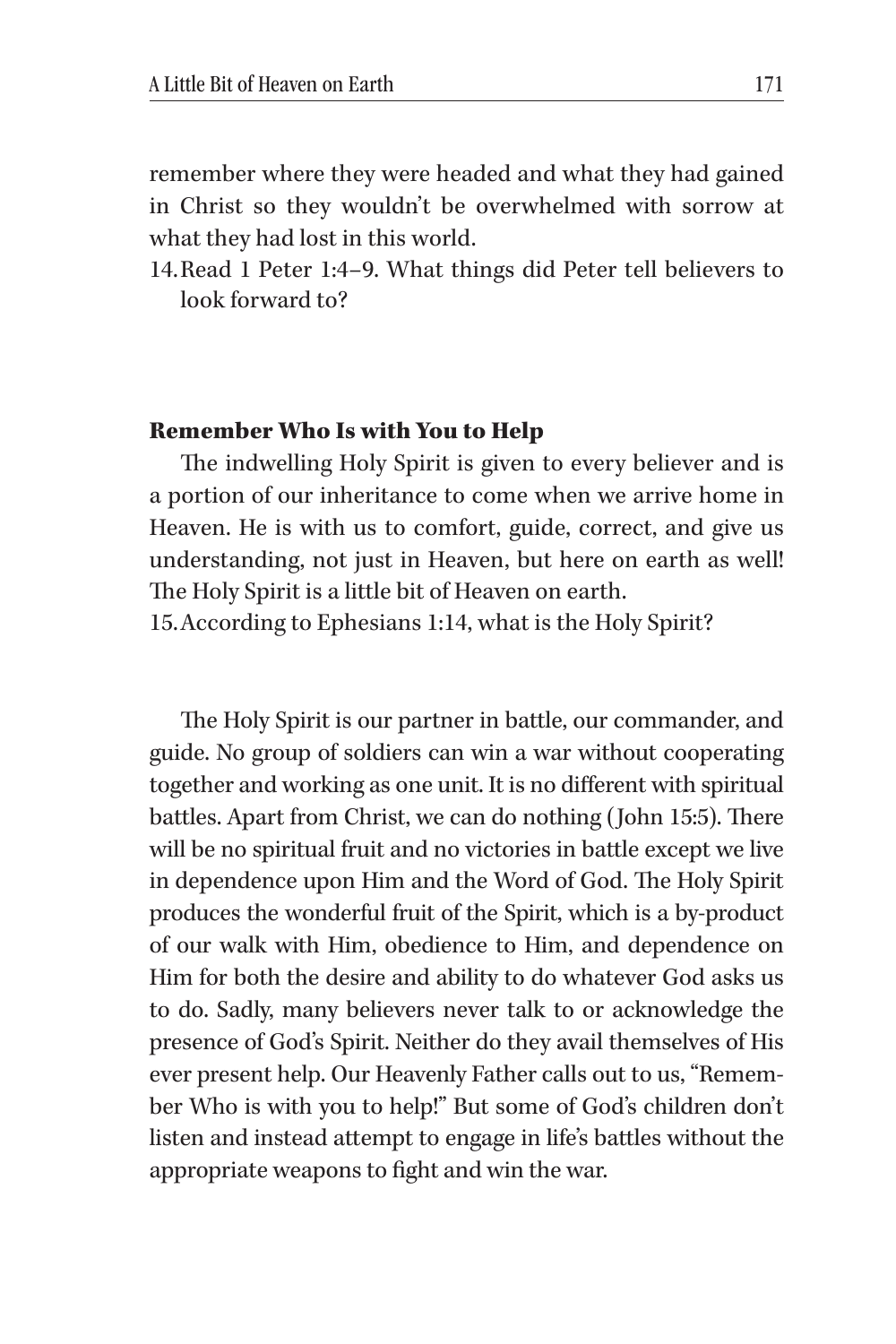remember where they were headed and what they had gained in Christ so they wouldn't be overwhelmed with sorrow at what they had lost in this world.

14. Read 1 Peter 1:4–9. What things did Peter tell believers to look forward to?

### Remember Who Is with You to Help

The indwelling Holy Spirit is given to every believer and is a portion of our inheritance to come when we arrive home in Heaven. He is with us to comfort, guide, correct, and give us understanding, not just in Heaven, but here on earth as well! The Holy Spirit is a little bit of Heaven on earth.

15. According to Ephesians 1:14, what is the Holy Spirit?

The Holy Spirit is our partner in battle, our commander, and guide. No group of soldiers can win a war without cooperating together and working as one unit. It is no different with spiritual battles. Apart from Christ, we can do nothing (John 15:5). There will be no spiritual fruit and no victories in battle except we live in dependence upon Him and the Word of God. The Holy Spirit produces the wonderful fruit of the Spirit, which is a by-product of our walk with Him, obedience to Him, and dependence on Him for both the desire and ability to do whatever God asks us to do. Sadly, many believers never talk to or acknowledge the presence of God's Spirit. Neither do they avail themselves of His ever present help. Our Heavenly Father calls out to us, "Remember Who is with you to help!" But some of God's children don't listen and instead attempt to engage in life's battles without the appropriate weapons to fight and win the war.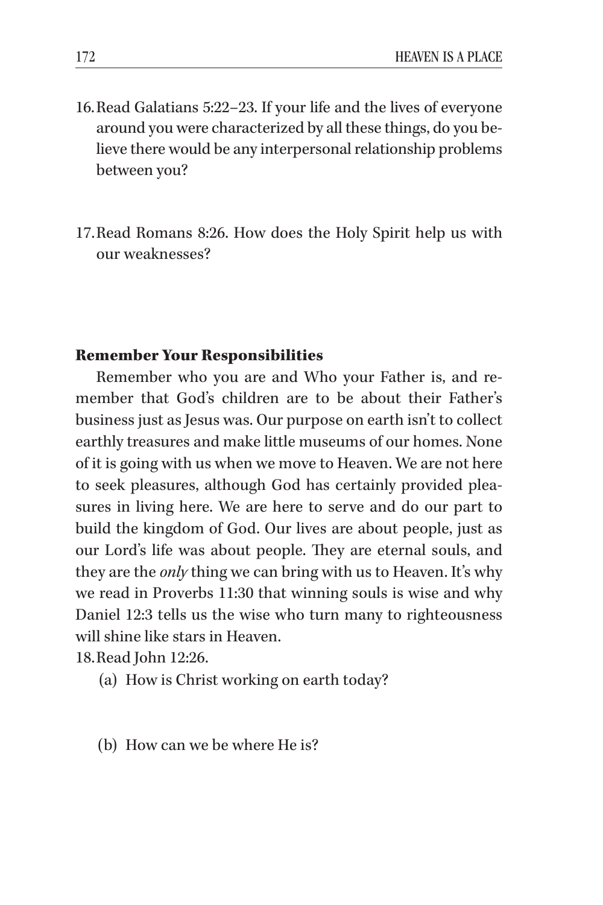16. Read Galatians 5:22–23. If your life and the lives of everyone around you were characterized by all these things, do you believe there would be any interpersonal relationship problems between you?

17. Read Romans 8:26. How does the Holy Spirit help us with our weaknesses?

### Remember Your Responsibilities

Remember who you are and Who your Father is, and remember that God's children are to be about their Father's business just as Jesus was. Our purpose on earth isn't to collect earthly treasures and make little museums of our homes. None of it is going with us when we move to Heaven. We are not here to seek pleasures, although God has certainly provided pleasures in living here. We are here to serve and do our part to build the kingdom of God. Our lives are about people, just as our Lord's life was about people. They are eternal souls, and they are the *only* thing we can bring with us to Heaven. It's why we read in Proverbs 11:30 that winning souls is wise and why Daniel 12:3 tells us the wise who turn many to righteousness will shine like stars in Heaven.

18. Read John 12:26.
    (a) How is Christ working on earth today?

    (b) How can we be where He is?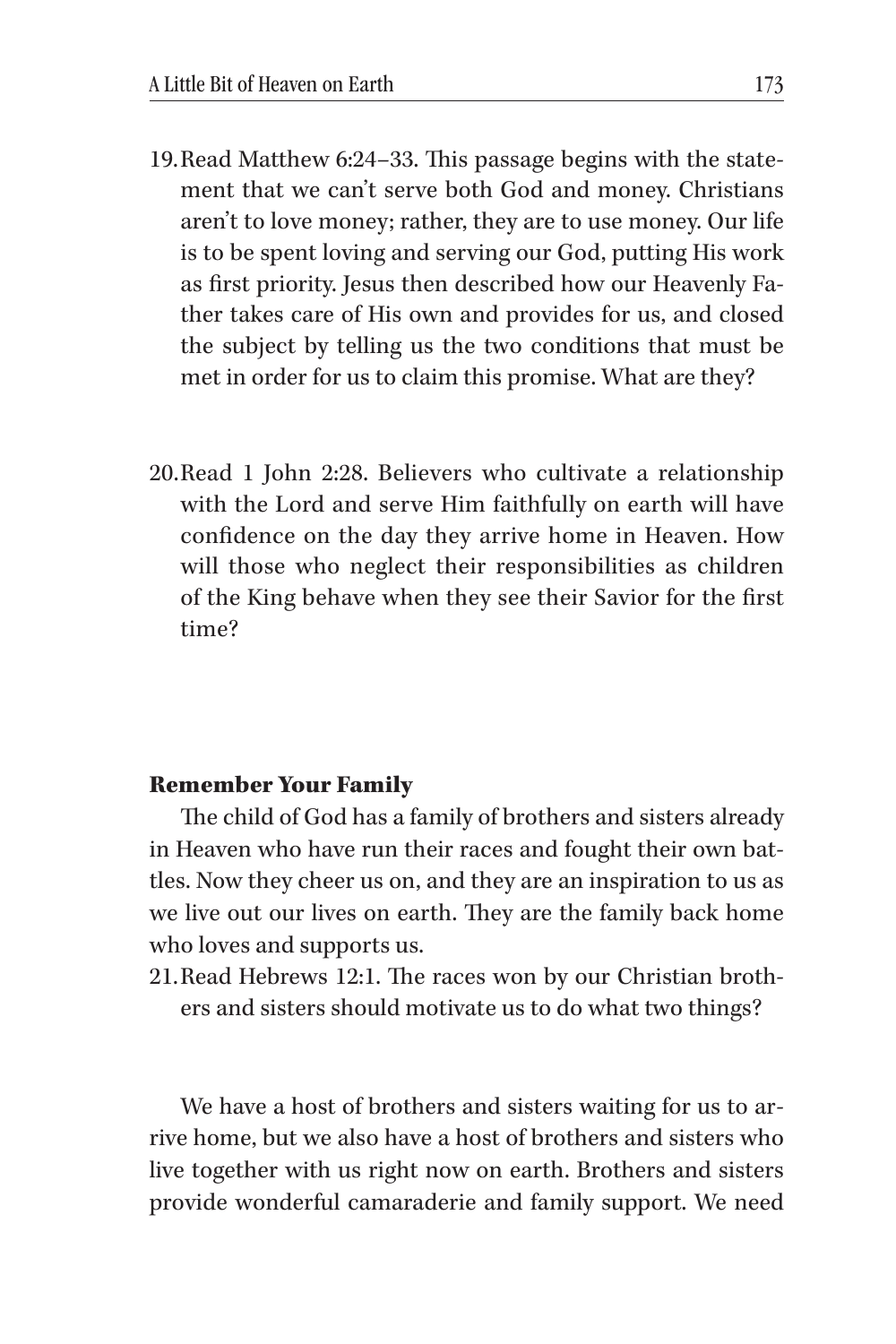19. Read Matthew 6:24–33. This passage begins with the statement that we can't serve both God and money. Christians aren't to love money; rather, they are to use money. Our life is to be spent loving and serving our God, putting His work as first priority. Jesus then described how our Heavenly Father takes care of His own and provides for us, and closed the subject by telling us the two conditions that must be met in order for us to claim this promise. What are they?

20. Read 1 John 2:28. Believers who cultivate a relationship with the Lord and serve Him faithfully on earth will have confidence on the day they arrive home in Heaven. How will those who neglect their responsibilities as children of the King behave when they see their Savior for the first time?

**Remember Your Family**

The child of God has a family of brothers and sisters already in Heaven who have run their races and fought their own battles. Now they cheer us on, and they are an inspiration to us as we live out our lives on earth. They are the family back home who loves and supports us.

21. Read Hebrews 12:1. The races won by our Christian brothers and sisters should motivate us to do what two things?

We have a host of brothers and sisters waiting for us to arrive home, but we also have a host of brothers and sisters who live together with us right now on earth. Brothers and sisters provide wonderful camaraderie and family support. We need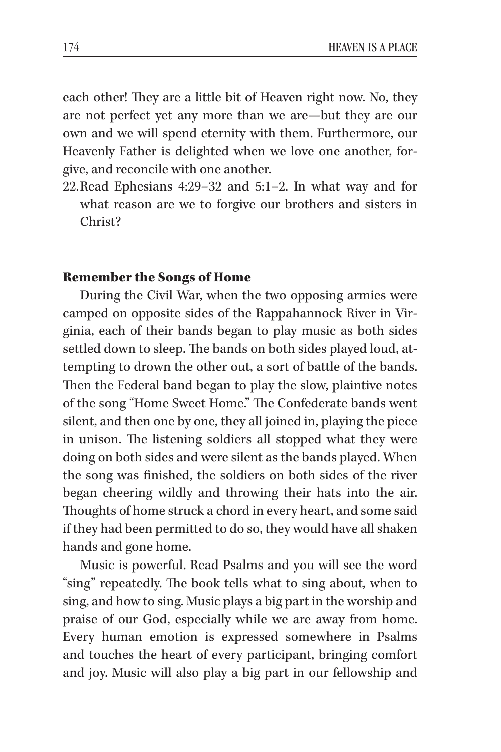each other! They are a little bit of Heaven right now. No, they are not perfect yet any more than we are—but they are our own and we will spend eternity with them. Furthermore, our Heavenly Father is delighted when we love one another, forgive, and reconcile with one another.

22. Read Ephesians 4:29–32 and 5:1–2. In what way and for what reason are we to forgive our brothers and sisters in Christ?

### Remember the Songs of Home

During the Civil War, when the two opposing armies were camped on opposite sides of the Rappahannock River in Virginia, each of their bands began to play music as both sides settled down to sleep. The bands on both sides played loud, attempting to drown the other out, a sort of battle of the bands. Then the Federal band began to play the slow, plaintive notes of the song "Home Sweet Home." The Confederate bands went silent, and then one by one, they all joined in, playing the piece in unison. The listening soldiers all stopped what they were doing on both sides and were silent as the bands played. When the song was finished, the soldiers on both sides of the river began cheering wildly and throwing their hats into the air. Thoughts of home struck a chord in every heart, and some said if they had been permitted to do so, they would have all shaken hands and gone home.

Music is powerful. Read Psalms and you will see the word "sing" repeatedly. The book tells what to sing about, when to sing, and how to sing. Music plays a big part in the worship and praise of our God, especially while we are away from home. Every human emotion is expressed somewhere in Psalms and touches the heart of every participant, bringing comfort and joy. Music will also play a big part in our fellowship and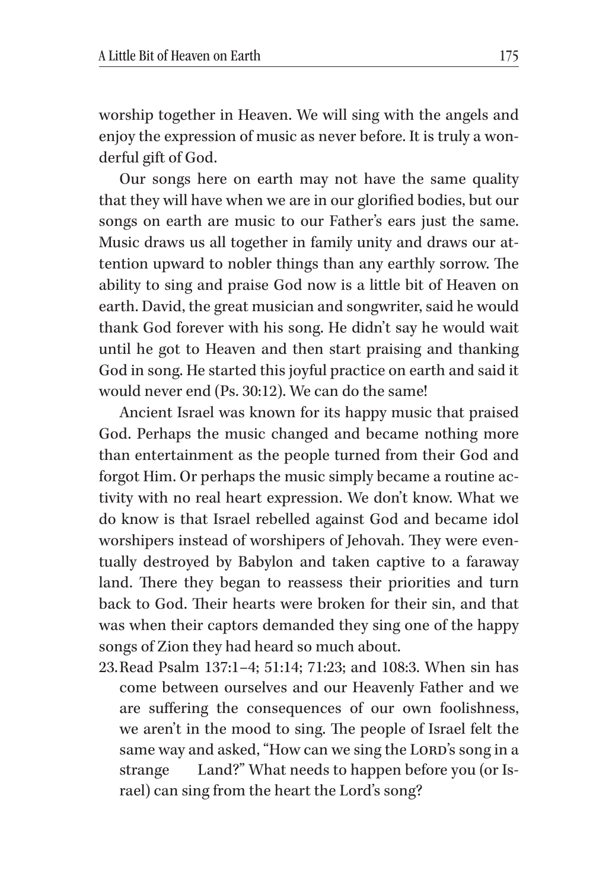worship together in Heaven. We will sing with the angels and enjoy the expression of music as never before. It is truly a wonderful gift of God.

Our songs here on earth may not have the same quality that they will have when we are in our glorified bodies, but our songs on earth are music to our Father's ears just the same. Music draws us all together in family unity and draws our attention upward to nobler things than any earthly sorrow. The ability to sing and praise God now is a little bit of Heaven on earth. David, the great musician and songwriter, said he would thank God forever with his song. He didn't say he would wait until he got to Heaven and then start praising and thanking God in song. He started this joyful practice on earth and said it would never end (Ps. 30:12). We can do the same!

Ancient Israel was known for its happy music that praised God. Perhaps the music changed and became nothing more than entertainment as the people turned from their God and forgot Him. Or perhaps the music simply became a routine activity with no real heart expression. We don't know. What we do know is that Israel rebelled against God and became idol worshipers instead of worshipers of Jehovah. They were eventually destroyed by Babylon and taken captive to a faraway land. There they began to reassess their priorities and turn back to God. Their hearts were broken for their sin, and that was when their captors demanded they sing one of the happy songs of Zion they had heard so much about.

23. Read Psalm 137:1–4; 51:14; 71:23; and 108:3. When sin has come between ourselves and our Heavenly Father and we are suffering the consequences of our own foolishness, we aren't in the mood to sing. The people of Israel felt the same way and asked, "How can we sing the LORD's song in a strange Land?" What needs to happen before you (or Israel) can sing from the heart the Lord's song?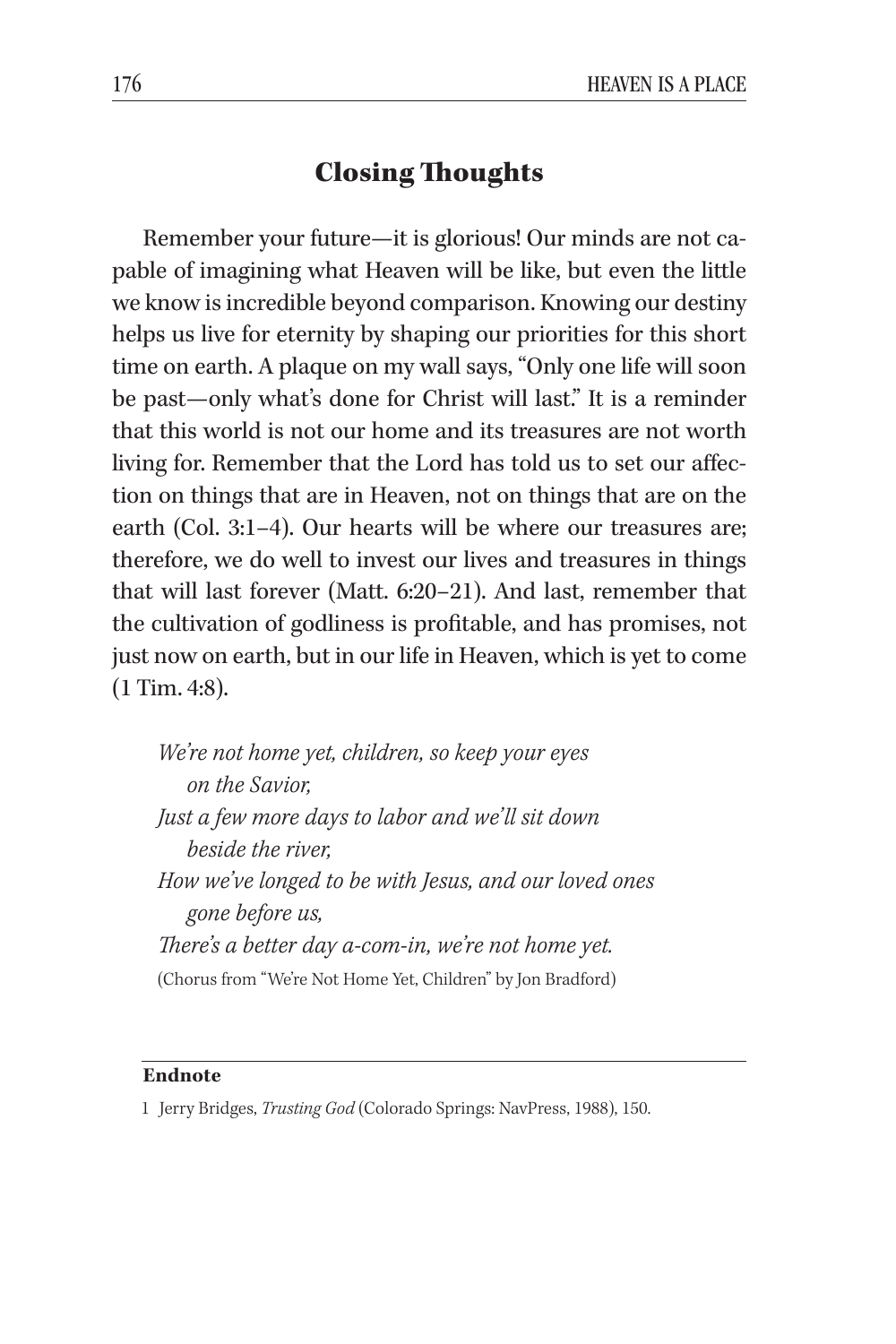## Closing Thoughts

Remember your future—it is glorious! Our minds are not capable of imagining what Heaven will be like, but even the little we know is incredible beyond comparison. Knowing our destiny helps us live for eternity by shaping our priorities for this short time on earth. A plaque on my wall says, "Only one life will soon be past—only what's done for Christ will last." It is a reminder that this world is not our home and its treasures are not worth living for. Remember that the Lord has told us to set our affection on things that are in Heaven, not on things that are on the earth (Col. 3:1–4). Our hearts will be where our treasures are; therefore, we do well to invest our lives and treasures in things that will last forever (Matt. 6:20–21). And last, remember that the cultivation of godliness is profitable, and has promises, not just now on earth, but in our life in Heaven, which is yet to come (1 Tim. 4:8).

*We're not home yet, children, so keep your eyes on the Savior,*
*Just a few more days to labor and we'll sit down beside the river,*
*How we've longed to be with Jesus, and our loved ones gone before us,*
*There's a better day a-com-in, we're not home yet.*
(Chorus from "We're Not Home Yet, Children" by Jon Bradford)

**Endnote**

1 Jerry Bridges, *Trusting God* (Colorado Springs: NavPress, 1988), 150.